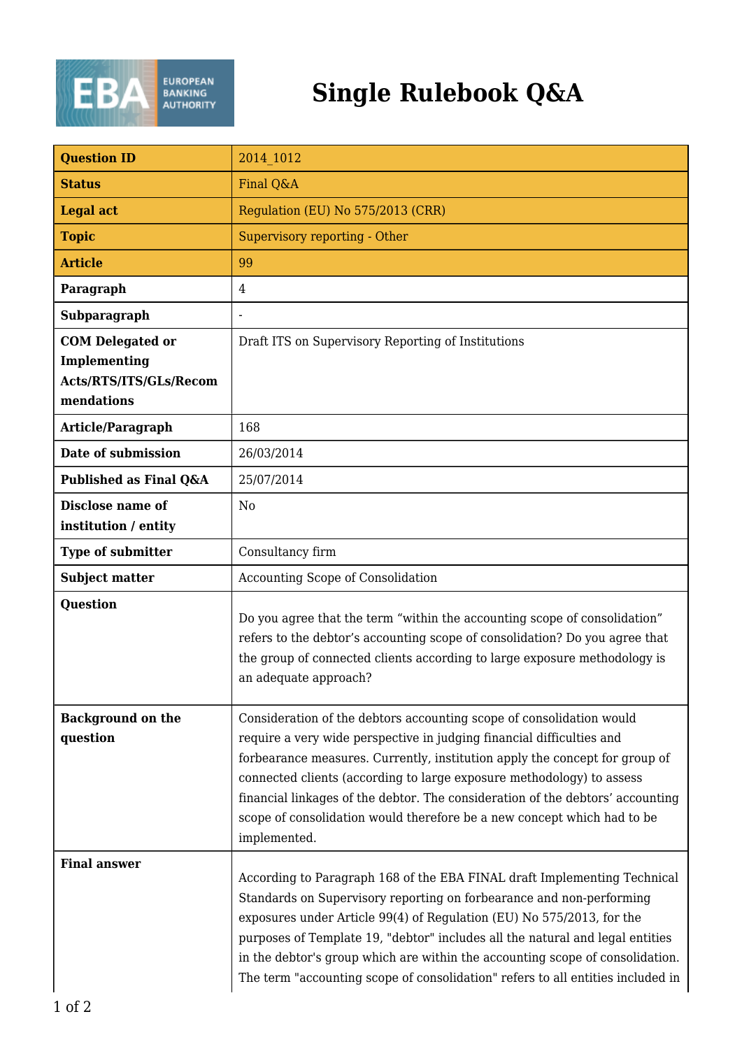# Single Rulebook Q&A

| | |
|---|---|
| **Question ID** | 2014_1012 |
| **Status** | Final Q&A |
| **Legal act** | Regulation (EU) No 575/2013 (CRR) |
| **Topic** | Supervisory reporting - Other |
| **Article** | 99 |
| **Paragraph** | 4 |
| **Subparagraph** | - |
| **COM Delegated or Implementing Acts/RTS/ITS/GLs/Recommendations** | Draft ITS on Supervisory Reporting of Institutions |
| **Article/Paragraph** | 168 |
| **Date of submission** | 26/03/2014 |
| **Published as Final Q&A** | 25/07/2014 |
| **Disclose name of institution / entity** | No |
| **Type of submitter** | Consultancy firm |
| **Subject matter** | Accounting Scope of Consolidation |
| **Question** | Do you agree that the term "within the accounting scope of consolidation" refers to the debtor's accounting scope of consolidation? Do you agree that the group of connected clients according to large exposure methodology is an adequate approach? |
| **Background on the question** | Consideration of the debtors accounting scope of consolidation would require a very wide perspective in judging financial difficulties and forbearance measures. Currently, institution apply the concept for group of connected clients (according to large exposure methodology) to assess financial linkages of the debtor. The consideration of the debtors' accounting scope of consolidation would therefore be a new concept which had to be implemented. |
| **Final answer** | According to Paragraph 168 of the EBA FINAL draft Implementing Technical Standards on Supervisory reporting on forbearance and non-performing exposures under Article 99(4) of Regulation (EU) No 575/2013, for the purposes of Template 19, "debtor" includes all the natural and legal entities in the debtor's group which are within the accounting scope of consolidation. The term "accounting scope of consolidation" refers to all entities included in |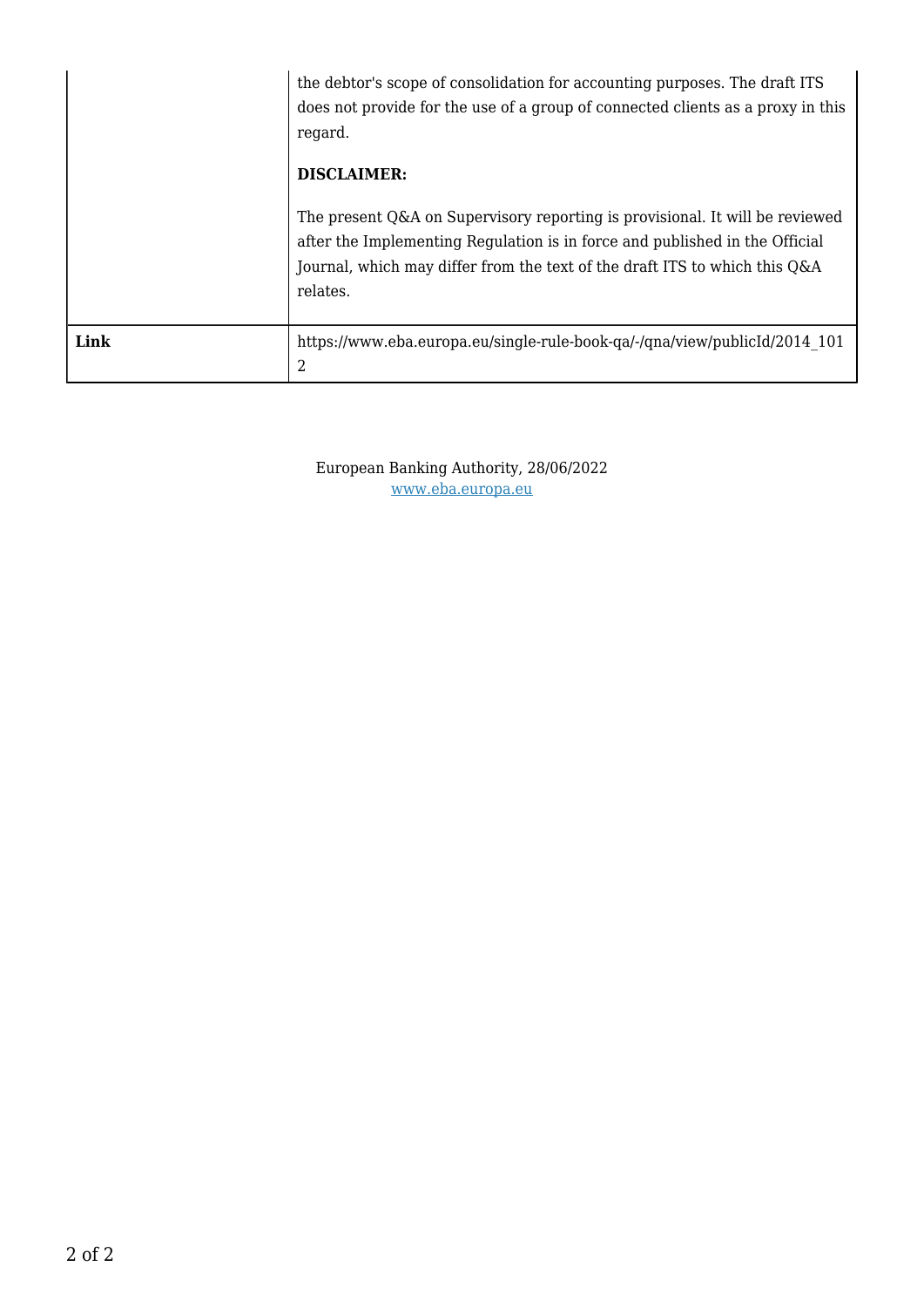| | |
|---|---|
| | the debtor's scope of consolidation for accounting purposes. The draft ITS does not provide for the use of a group of connected clients as a proxy in this regard.<br><br>**DISCLAIMER:**<br><br>The present Q&A on Supervisory reporting is provisional. It will be reviewed after the Implementing Regulation is in force and published in the Official Journal, which may differ from the text of the draft ITS to which this Q&A relates. |
| **Link** | https://www.eba.europa.eu/single-rule-book-qa/-/qna/view/publicId/2014_1012 |

European Banking Authority, 28/06/2022
www.eba.europa.eu